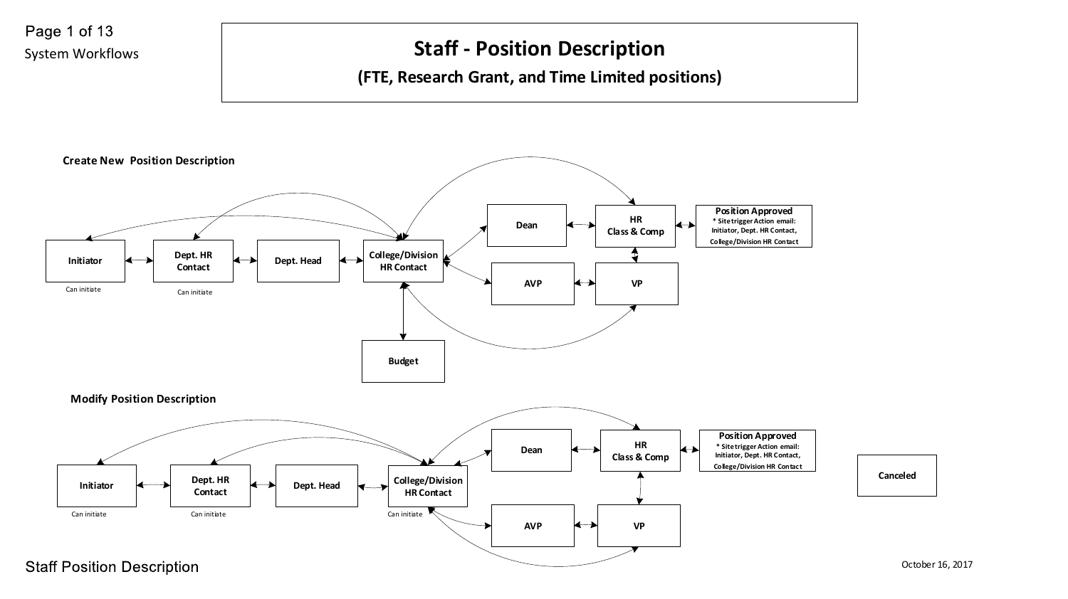# Staff - Position Description

## (FTE, Research Grant, and Time Limited positions)

### Create New Position Description

Initiator
Can initiate

Dept. HR Contact
Can initiate

Dept. Head

College/Division HR Contact

Budget

Dean

AVP

HR Class & Comp

VP

**Position Approved**
* Site trigger Action email: Initiator, Dept. HR Contact, College/Division HR Contact

### Modify Position Description

Initiator
Can initiate

Dept. HR Contact
Can initiate

Dept. Head

College/Division HR Contact
Can initiate

Dean

AVP

HR Class & Comp

VP

**Position Approved**
* Site trigger Action email: Initiator, Dept. HR Contact, College/Division HR Contact

Canceled

Staff Position Description

October 16, 2017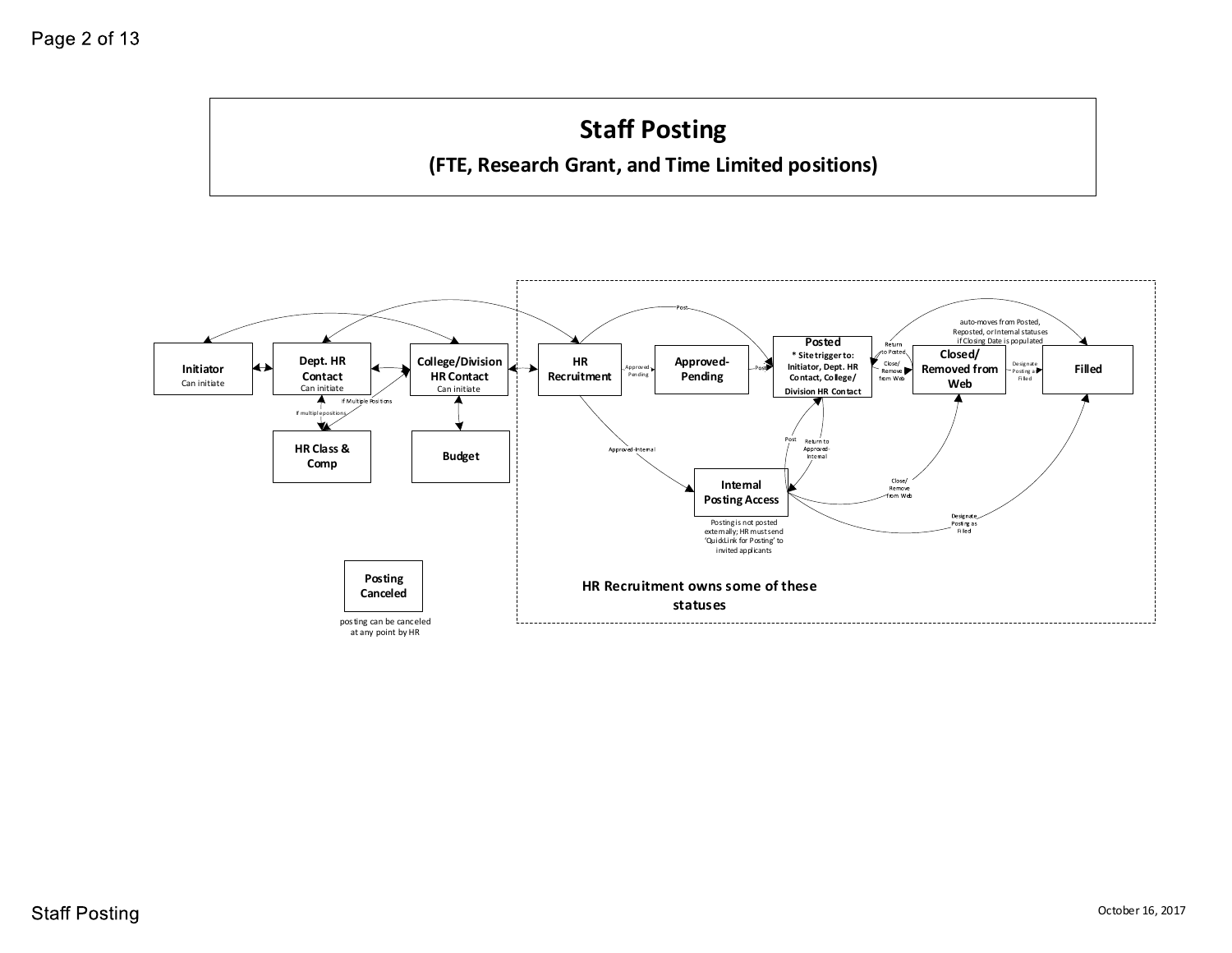# Staff Posting

## (FTE, Research Grant, and Time Limited positions)

**Initiator**
Can initiate

**Dept. HR Contact**
Can initiate

**College/Division HR Contact**
Can initiate

**HR Recruitment**

**Approved-Pending**

**Posted**
* Site trigger to: Initiator, Dept. HR Contact, College/ Division HR Contact

**Closed/ Removed from Web**

**Filled**

**HR Class & Comp**

**Budget**

**Internal Posting Access**

Posting is not posted externally; HR must send 'QuickLink for Posting' to invited applicants

Post

Approved-Pending

Post

Return to Posted

Close/ Remove from Web

Designate Posting as Filled

auto-moves from Posted, Reposted, or Internal statuses if Closing Date is populated

If multiple positions

If Multiple Positions

Approved-Internal

Post

Return to Approved-Internal

Close/ Remove from Web

Designate Posting as Filled

**Posting Canceled**

posting can be canceled at any point by HR

**HR Recruitment owns some of these statuses**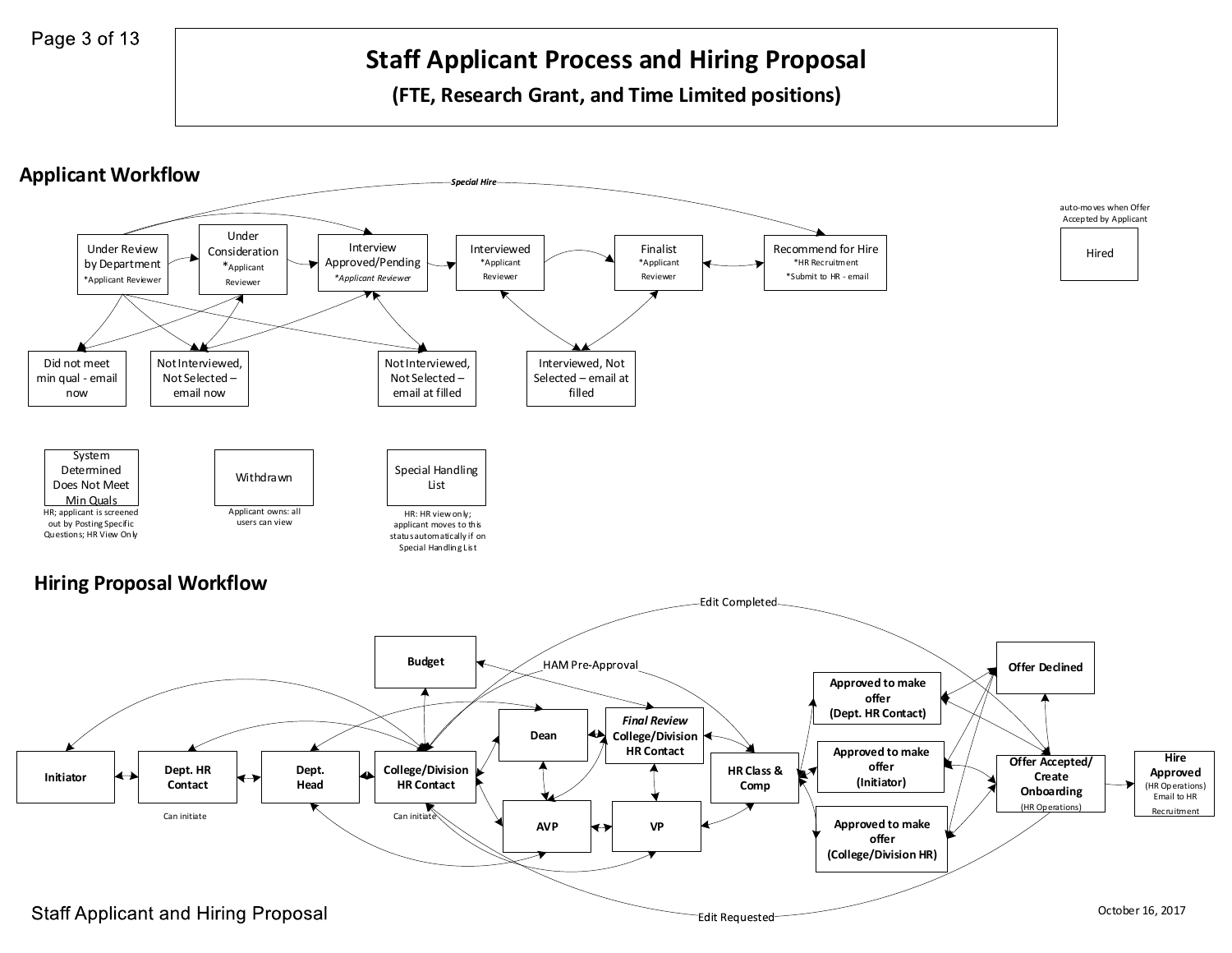# Staff Applicant Process and Hiring Proposal

**(FTE, Research Grant, and Time Limited positions)**

## Applicant Workflow

*Special Hire*

- Under Review by Department
  *Applicant Reviewer
- Under Consideration
  *Applicant Reviewer
- Interview Approved/Pending
  *Applicant Reviewer*
- Interviewed
  *Applicant Reviewer
- Finalist
  *Applicant Reviewer
- Recommend for Hire
  *HR Recruitment
  *Submit to HR - email
- Hired
  auto-moves when Offer Accepted by Applicant

- Did not meet min qual - email now
- Not Interviewed, Not Selected – email now
- Not Interviewed, Not Selected – email at filled
- Interviewed, Not Selected – email at filled

- System Determined Does Not Meet Min Quals
  HR; applicant is screened out by Posting Specific Questions; HR View Only
- Withdrawn
  Applicant owns: all users can view
- Special Handling List
  HR: HR view only; applicant moves to this status automatically if on Special Handling List

## Hiring Proposal Workflow

Edit Completed

HAM Pre-Approval

- **Initiator**
- **Dept. HR Contact**
  Can initiate
- **Dept. Head**
- **College/Division HR Contact**
  Can initiate
- **Budget**
- **Dean**
- ***Final Review* College/Division HR Contact**
- **AVP**
- **VP**
- **HR Class & Comp**
- **Approved to make offer (Dept. HR Contact)**
- **Approved to make offer (Initiator)**
- **Approved to make offer (College/Division HR)**
- **Offer Declined**
- **Offer Accepted/ Create Onboarding**
  (HR Operations)
- **Hire Approved**
  (HR Operations) Email to HR Recruitment

Edit Requested

Staff Applicant and Hiring Proposal

October 16, 2017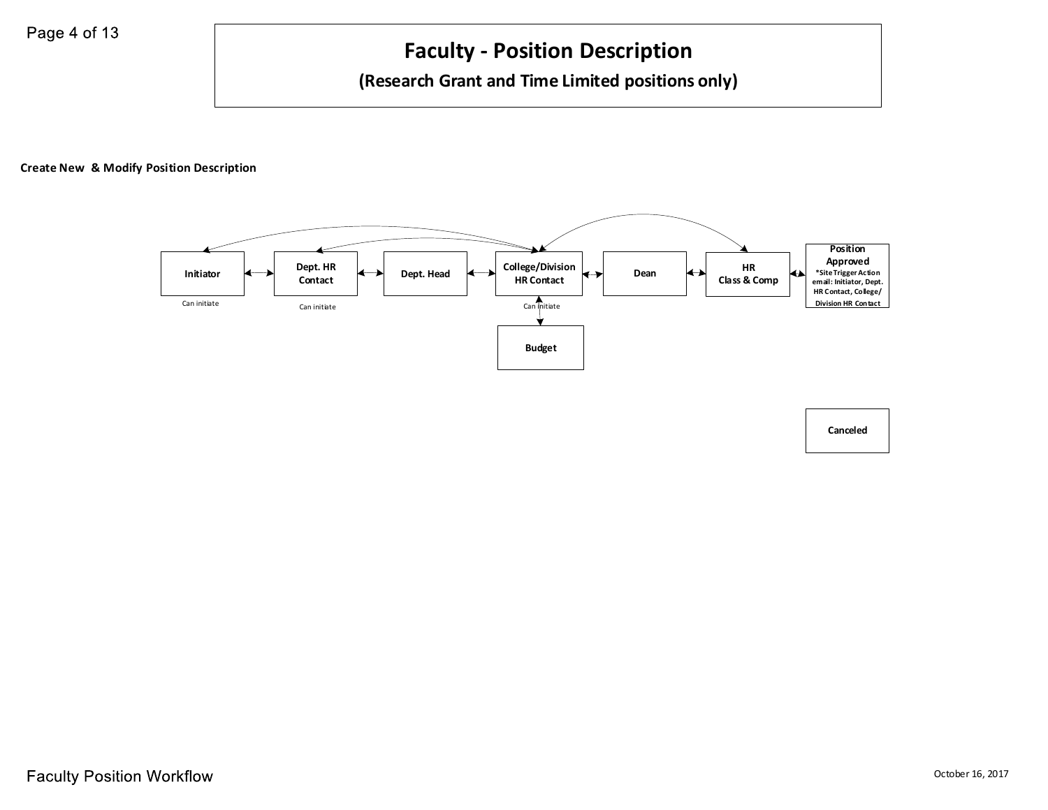# Faculty - Position Description

## (Research Grant and Time Limited positions only)

### Create New & Modify Position Description

Initiator

Can initiate

Dept. HR Contact

Can initiate

Dept. Head

College/Division HR Contact

Can initiate

Budget

Dean

HR Class & Comp

Position Approved
*Site Trigger Action email: Initiator, Dept. HR Contact, College/ Division HR Contact

Canceled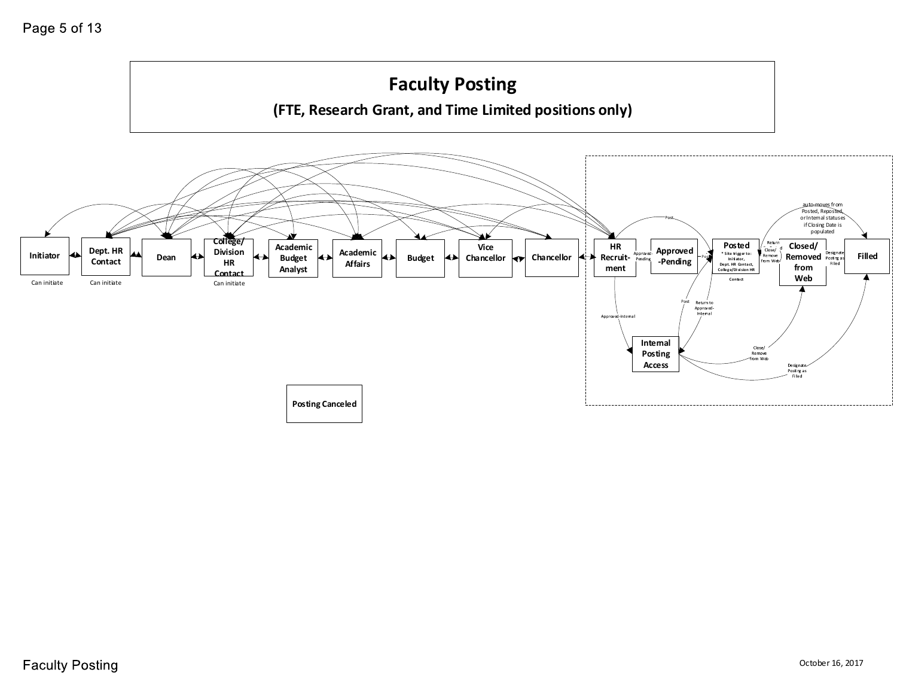# Faculty Posting

## (FTE, Research Grant, and Time Limited positions only)

Initiator

Can initiate

Dept. HR Contact

Can initiate

Dean

College/ Division HR Contact

Can initiate

Academic Budget Analyst

Academic Affairs

Budget

Vice Chancellor

Chancellor

HR Recruitment

Approved-Pending

Approved-Pending

Post

Posted

* Site trigger to: Initiator, Dept. HR Contact, College/Division HR Contact

Return to Posted

Close/ Remove from Web

Closed/ Removed from Web

auto-moves from Posted, Reposted, or Internal statuses if Closing Date is populated

Designate Posting as Filled

Filled

Approved-Internal

Internal Posting Access

Post

Return to Approved-Internal

Close/ Remove from Web

Designate Posting as Filled

Posting Canceled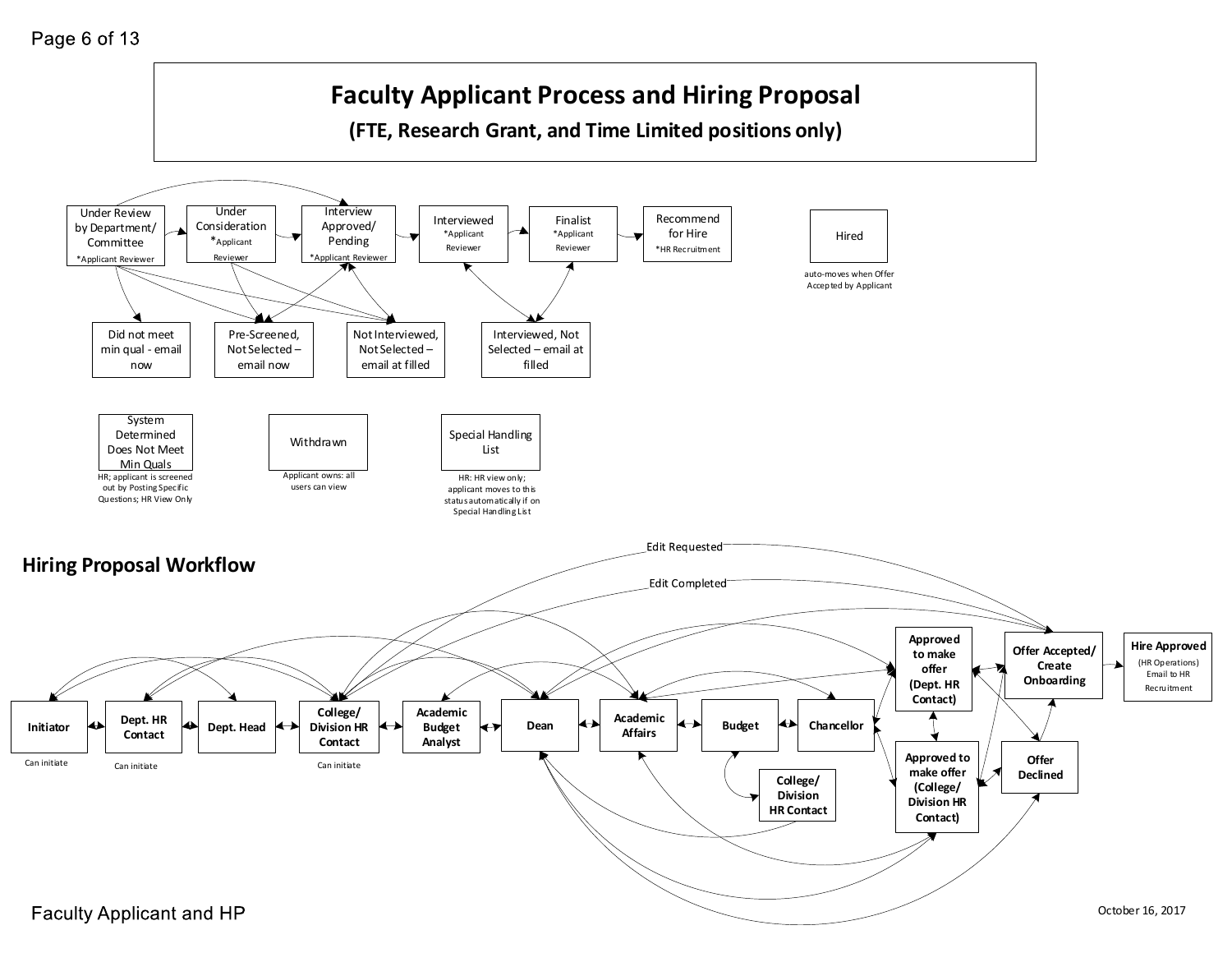# Faculty Applicant Process and Hiring Proposal

**(FTE, Research Grant, and Time Limited positions only)**

Under Review by Department/ Committee
*Applicant Reviewer

Under Consideration
*Applicant Reviewer

Interview Approved/ Pending
*Applicant Reviewer

Interviewed
*Applicant Reviewer

Finalist
*Applicant Reviewer

Recommend for Hire
*HR Recruitment

Hired

auto-moves when Offer Accepted by Applicant

Did not meet min qual - email now

Pre-Screened, Not Selected – email now

Not Interviewed, Not Selected – email at filled

Interviewed, Not Selected – email at filled

System Determined Does Not Meet Min Quals

HR; applicant is screened out by Posting Specific Questions; HR View Only

Withdrawn

Applicant owns: all users can view

Special Handling List

HR: HR view only; applicant moves to this status automatically if on Special Handling List

## Hiring Proposal Workflow

Edit Requested

Edit Completed

**Initiator**

Can initiate

**Dept. HR Contact**

Can initiate

**Dept. Head**

**College/ Division HR Contact**

Can initiate

**Academic Budget Analyst**

**Dean**

**Academic Affairs**

**Budget**

**College/ Division HR Contact**

**Chancellor**

**Approved to make offer (Dept. HR Contact)**

**Approved to make offer (College/ Division HR Contact)**

**Offer Accepted/ Create Onboarding**

**Offer Declined**

**Hire Approved**

(HR Operations) Email to HR Recruitment

Faculty Applicant and HP

October 16, 2017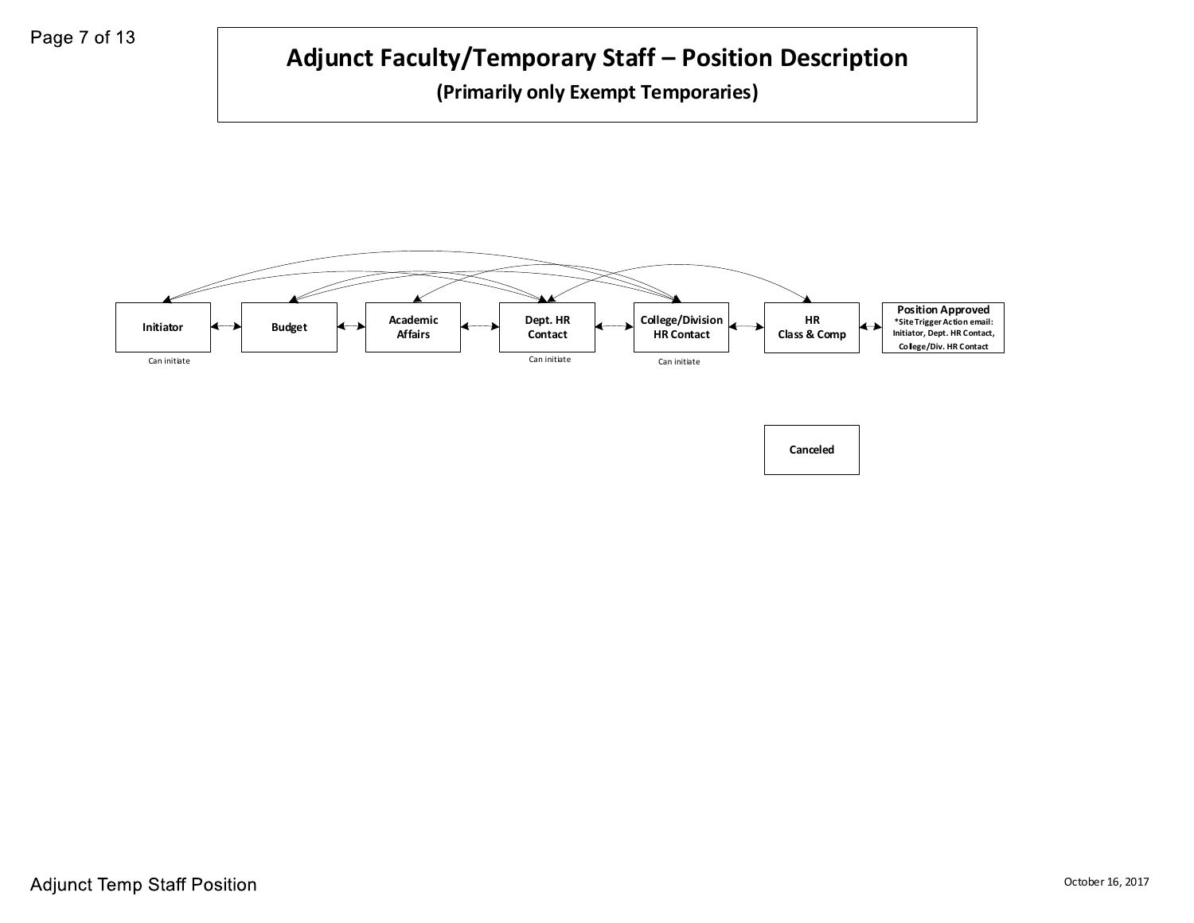# Adjunct Faculty/Temporary Staff – Position Description

**(Primarily only Exempt Temporaries)**

**Initiator**

Can initiate

**Budget**

**Academic Affairs**

**Dept. HR Contact**

Can initiate

**College/Division HR Contact**

Can initiate

**HR Class & Comp**

**Position Approved**
***Site Trigger Action email: Initiator, Dept. HR Contact, College/Div. HR Contact**

**Canceled**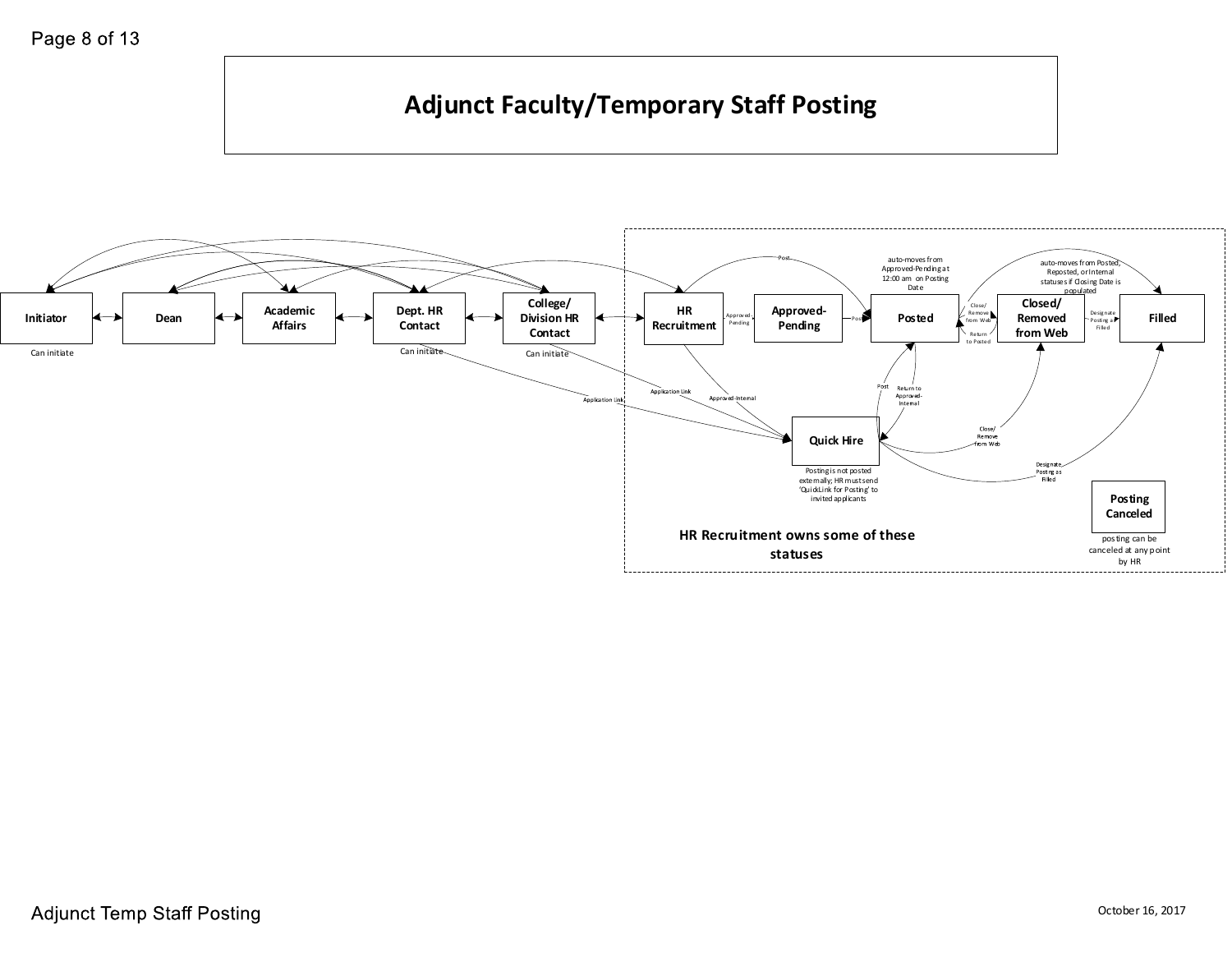# Adjunct Faculty/Temporary Staff Posting

Initiator

Can initiate

Dean

Academic Affairs

Dept. HR Contact

Can initiate

College/ Division HR Contact

Can initiate

HR Recruitment

Approved-Pending

Approved-Pending

Post

Posted

auto-moves from Approved-Pending at 12:00 am on Posting Date

Close/ Remove from Web

Return to Posted

Closed/ Removed from Web

Designate Posting as Filled

Filled

auto-moves from Posted, Reposted, or Internal statuses if Closing Date is populated

Application Link

Application Link

Approved-Internal

Post

Return to Approved-Internal

Close/ Remove from Web

Designate Posting as Filled

Quick Hire

Posting is not posted externally; HR must send 'QuickLink for Posting' to invited applicants

Posting Canceled

posting can be canceled at any point by HR

**HR Recruitment owns some of these statuses**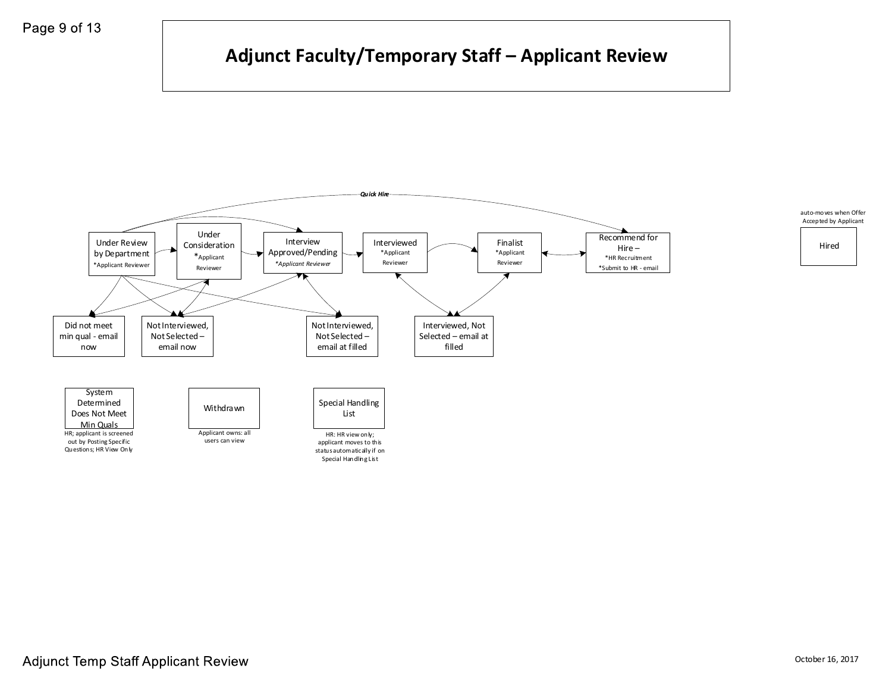# Adjunct Faculty/Temporary Staff – Applicant Review

*Quick Hire*

Under Review by Department
*Applicant Reviewer

Under Consideration
*Applicant Reviewer

Interview Approved/Pending
*Applicant Reviewer*

Interviewed
*Applicant Reviewer

Finalist
*Applicant Reviewer

Recommend for Hire –
*HR Recruitment
*Submit to HR - email

auto-moves when Offer Accepted by Applicant

Hired

Did not meet min qual - email now

Not Interviewed, Not Selected – email now

Not Interviewed, Not Selected – email at filled

Interviewed, Not Selected – email at filled

System Determined Does Not Meet Min Quals
HR; applicant is screened out by Posting Specific Questions; HR View Only

Withdrawn
Applicant owns: all users can view

Special Handling List
HR: HR view only; applicant moves to this status automatically if on Special Handling List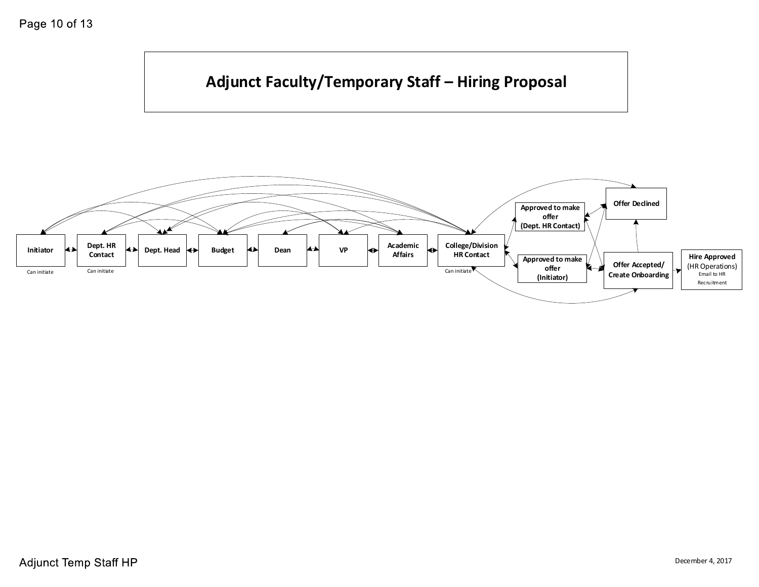# Adjunct Faculty/Temporary Staff – Hiring Proposal

Initiator
Can initiate

Dept. HR Contact
Can initiate

Dept. Head

Budget

Dean

VP

Academic Affairs

College/Division HR Contact
Can initiate

Approved to make offer (Dept. HR Contact)

Approved to make offer (Initiator)

Offer Declined

Offer Accepted/ Create Onboarding

Hire Approved (HR Operations)
Email to HR Recruitment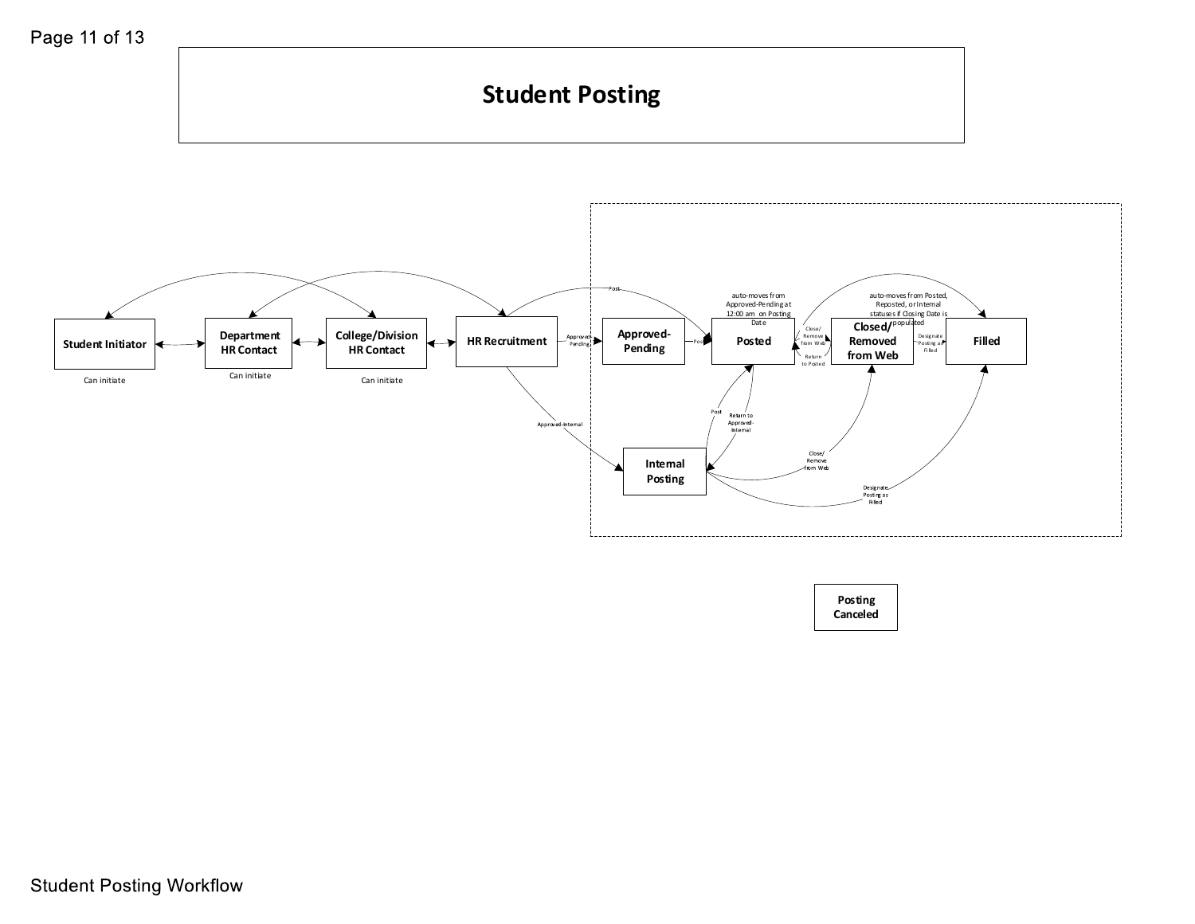# Student Posting

Student Initiator

Can initiate

Department HR Contact

Can initiate

College/Division HR Contact

Can initiate

HR Recruitment

Post

Approved-Pending

Approved-Internal

Approved-Pending

Post

auto-moves from Approved-Pending at 12:00 am on Posting Date

Posted

Close/ Remove from Web

Return to Posted

Closed/ Removed from Web

auto-moves from Posted, Reposted, or Internal statuses if Closing Date is populated

Designate Posting as Filled

Filled

Post

Return to Approved-Internal

Internal Posting

Close/ Remove from Web

Designate Posting as Filled

Posting Canceled

Student Posting Workflow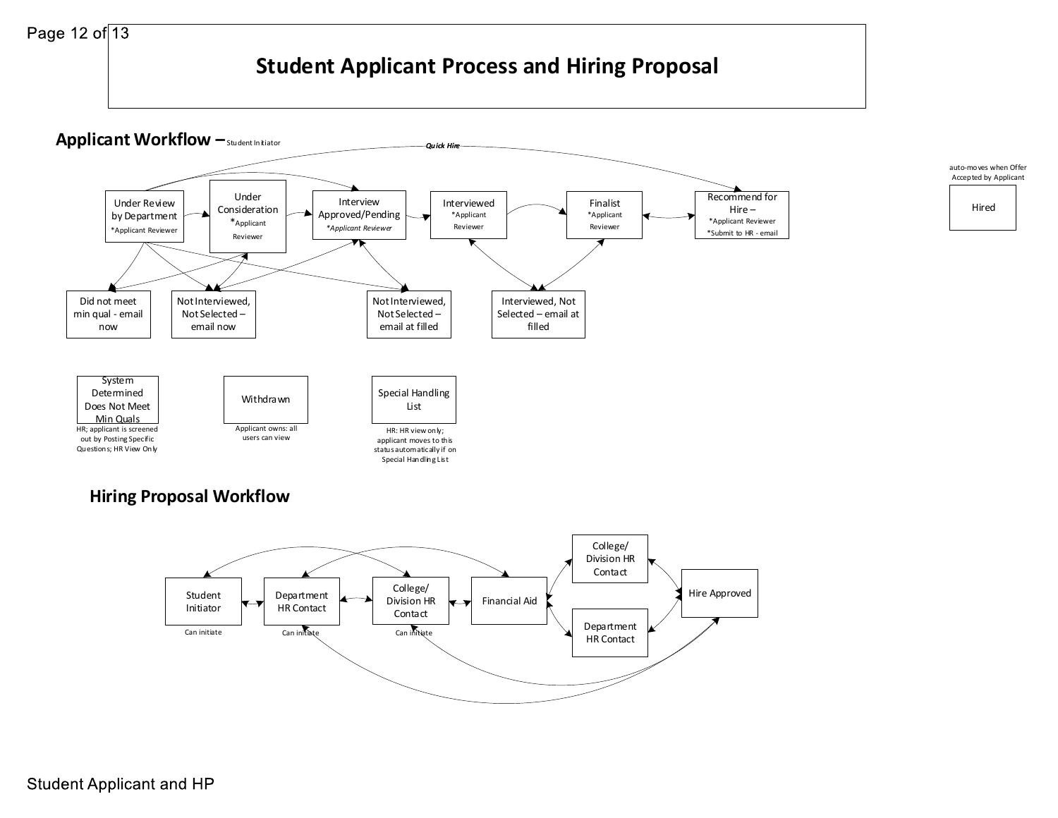# Student Applicant Process and Hiring Proposal

## Applicant Workflow – Student Initiator

***Quick Hire***

Under Review by Department
*Applicant Reviewer

Under Consideration
*Applicant Reviewer

Interview Approved/Pending
*\*Applicant Reviewer*

Interviewed
*Applicant Reviewer

Finalist
*Applicant Reviewer

Recommend for Hire –
*Applicant Reviewer
*Submit to HR - email

auto-moves when Offer Accepted by Applicant

Hired

Did not meet min qual - email now

Not Interviewed, Not Selected – email now

Not Interviewed, Not Selected – email at filled

Interviewed, Not Selected – email at filled

System Determined Does Not Meet Min Quals
HR; applicant is screened out by Posting Specific Questions; HR View Only

Withdrawn
Applicant owns: all users can view

Special Handling List
HR: HR view only; applicant moves to this status automatically if on Special Handling List

## Hiring Proposal Workflow

Student Initiator
Can initiate

Department HR Contact
Can initiate

College/ Division HR Contact
Can initiate

Financial Aid

College/ Division HR Contact

Department HR Contact

Hire Approved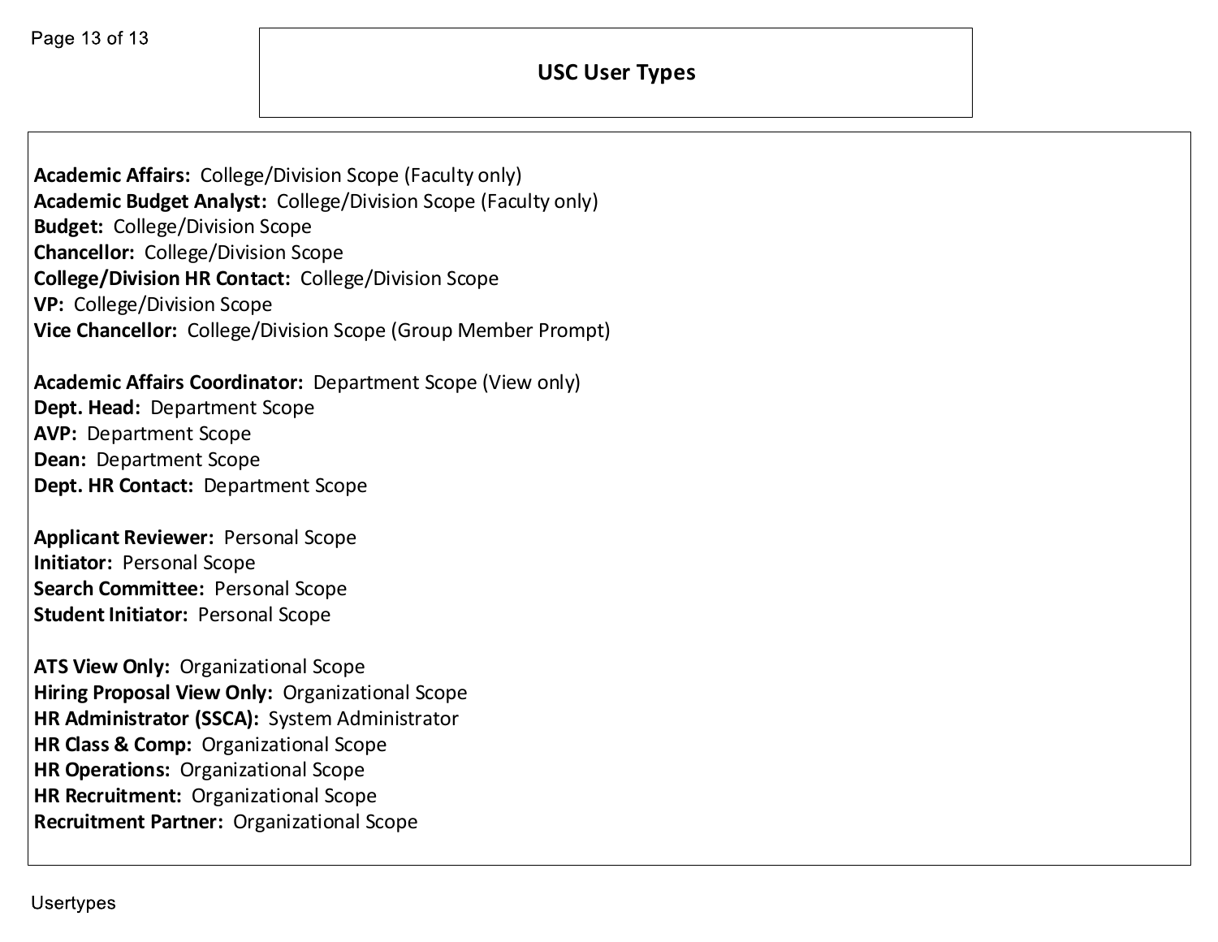# USC User Types

**Academic Affairs:** College/Division Scope (Faculty only)
**Academic Budget Analyst:** College/Division Scope (Faculty only)
**Budget:** College/Division Scope
**Chancellor:** College/Division Scope
**College/Division HR Contact:** College/Division Scope
**VP:** College/Division Scope
**Vice Chancellor:** College/Division Scope (Group Member Prompt)

**Academic Affairs Coordinator:** Department Scope (View only)
**Dept. Head:** Department Scope
**AVP:** Department Scope
**Dean:** Department Scope
**Dept. HR Contact:** Department Scope

**Applicant Reviewer:** Personal Scope
**Initiator:** Personal Scope
**Search Committee:** Personal Scope
**Student Initiator:** Personal Scope

**ATS View Only:** Organizational Scope
**Hiring Proposal View Only:** Organizational Scope
**HR Administrator (SSCA):** System Administrator
**HR Class & Comp:** Organizational Scope
**HR Operations:** Organizational Scope
**HR Recruitment:** Organizational Scope
**Recruitment Partner:** Organizational Scope